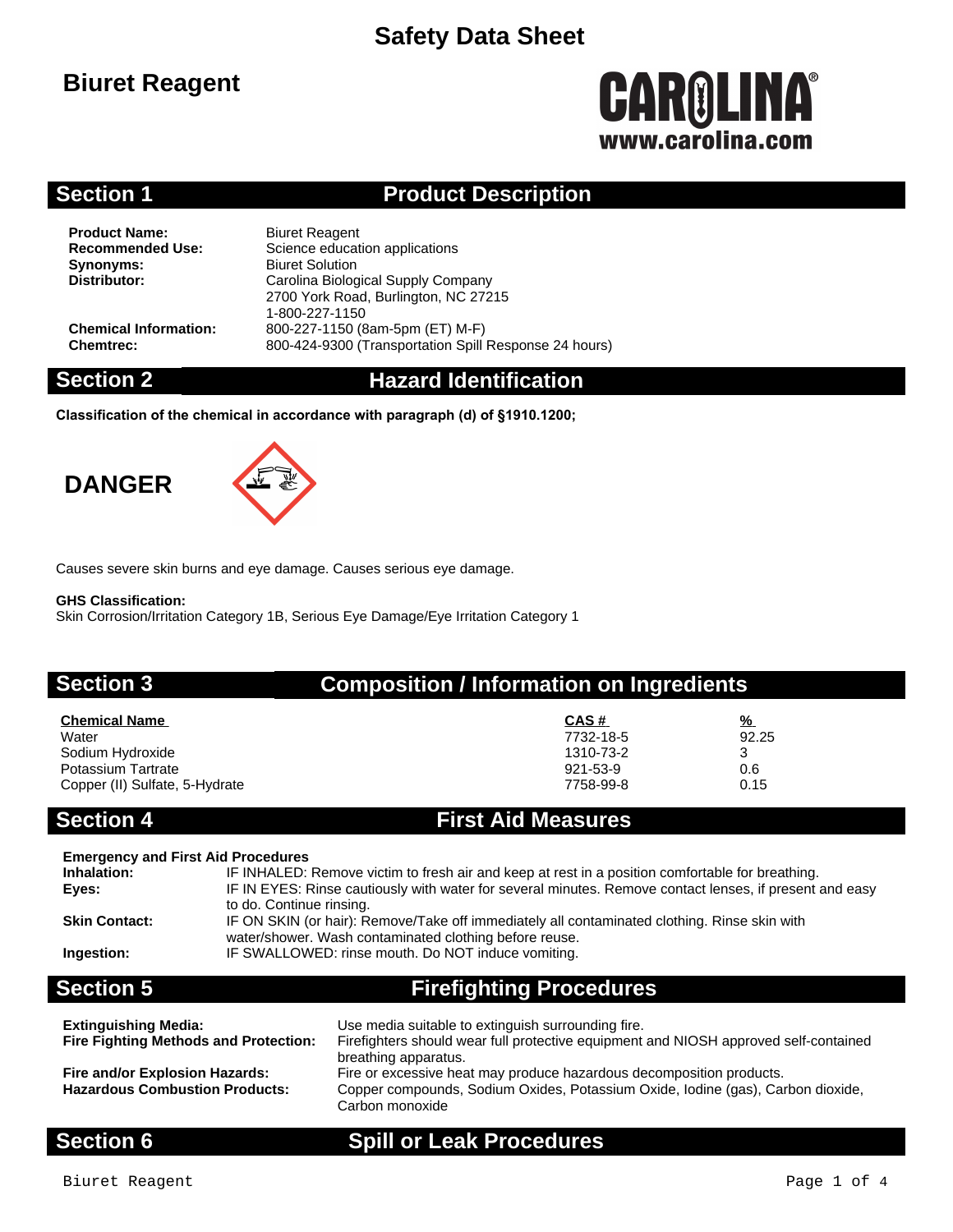# Safety Data Sheet

## Biuret Reagent

CAROLINA®
www.carolina.com

## Section 1 Product Description

**Product Name:** Biuret Reagent
**Recommended Use:** Science education applications
**Synonyms:** Biuret Solution
**Distributor:** Carolina Biological Supply Company
2700 York Road, Burlington, NC 27215
1-800-227-1150
**Chemical Information:** 800-227-1150 (8am-5pm (ET) M-F)
**Chemtrec:** 800-424-9300 (Transportation Spill Response 24 hours)

## Section 2 Hazard Identification

**Classification of the chemical in accordance with paragraph (d) of §1910.1200;**

**DANGER**

Causes severe skin burns and eye damage. Causes serious eye damage.

**GHS Classification:**
Skin Corrosion/Irritation Category 1B, Serious Eye Damage/Eye Irritation Category 1

## Section 3 Composition / Information on Ingredients

| Chemical Name | CAS # | % |
|---|---|---|
| Water | 7732-18-5 | 92.25 |
| Sodium Hydroxide | 1310-73-2 | 3 |
| Potassium Tartrate | 921-53-9 | 0.6 |
| Copper (II) Sulfate, 5-Hydrate | 7758-99-8 | 0.15 |

## Section 4 First Aid Measures

**Emergency and First Aid Procedures**

**Inhalation:** IF INHALED: Remove victim to fresh air and keep at rest in a position comfortable for breathing.

**Eyes:** IF IN EYES: Rinse cautiously with water for several minutes. Remove contact lenses, if present and easy to do. Continue rinsing.

**Skin Contact:** IF ON SKIN (or hair): Remove/Take off immediately all contaminated clothing. Rinse skin with water/shower. Wash contaminated clothing before reuse.

**Ingestion:** IF SWALLOWED: rinse mouth. Do NOT induce vomiting.

## Section 5 Firefighting Procedures

**Extinguishing Media:** Use media suitable to extinguish surrounding fire.

**Fire Fighting Methods and Protection:** Firefighters should wear full protective equipment and NIOSH approved self-contained breathing apparatus.

**Fire and/or Explosion Hazards:** Fire or excessive heat may produce hazardous decomposition products.

**Hazardous Combustion Products:** Copper compounds, Sodium Oxides, Potassium Oxide, Iodine (gas), Carbon dioxide, Carbon monoxide

## Section 6 Spill or Leak Procedures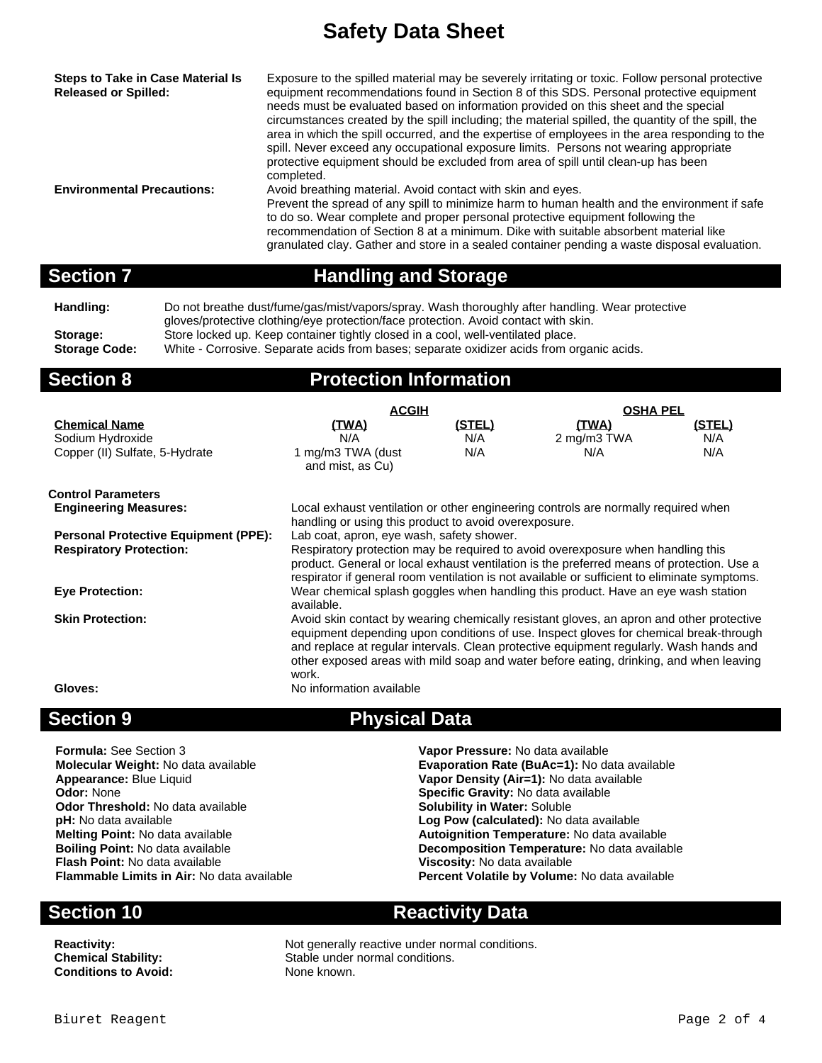# Safety Data Sheet

**Steps to Take in Case Material Is Released or Spilled:** Exposure to the spilled material may be severely irritating or toxic. Follow personal protective equipment recommendations found in Section 8 of this SDS. Personal protective equipment needs must be evaluated based on information provided on this sheet and the special circumstances created by the spill including; the material spilled, the quantity of the spill, the area in which the spill occurred, and the expertise of employees in the area responding to the spill. Never exceed any occupational exposure limits. Persons not wearing appropriate protective equipment should be excluded from area of spill until clean-up has been completed.

**Environmental Precautions:** Avoid breathing material. Avoid contact with skin and eyes.
Prevent the spread of any spill to minimize harm to human health and the environment if safe to do so. Wear complete and proper personal protective equipment following the recommendation of Section 8 at a minimum. Dike with suitable absorbent material like granulated clay. Gather and store in a sealed container pending a waste disposal evaluation.

## Section 7 Handling and Storage

**Handling:** Do not breathe dust/fume/gas/mist/vapors/spray. Wash thoroughly after handling. Wear protective gloves/protective clothing/eye protection/face protection. Avoid contact with skin.

**Storage:** Store locked up. Keep container tightly closed in a cool, well-ventilated place.

**Storage Code:** White - Corrosive. Separate acids from bases; separate oxidizer acids from organic acids.

## Section 8 Protection Information

| | ACGIH | | OSHA PEL | |
|---|---|---|---|---|
| **Chemical Name** | **(TWA)** | **(STEL)** | **(TWA)** | **(STEL)** |
| Sodium Hydroxide | N/A | N/A | 2 mg/m3 TWA | N/A |
| Copper (II) Sulfate, 5-Hydrate | 1 mg/m3 TWA (dust and mist, as Cu) | N/A | N/A | N/A |

**Control Parameters**

**Engineering Measures:** Local exhaust ventilation or other engineering controls are normally required when handling or using this product to avoid overexposure.

**Personal Protective Equipment (PPE):** Lab coat, apron, eye wash, safety shower.

**Respiratory Protection:** Respiratory protection may be required to avoid overexposure when handling this product. General or local exhaust ventilation is the preferred means of protection. Use a respirator if general room ventilation is not available or sufficient to eliminate symptoms.

**Eye Protection:** Wear chemical splash goggles when handling this product. Have an eye wash station available.

**Skin Protection:** Avoid skin contact by wearing chemically resistant gloves, an apron and other protective equipment depending upon conditions of use. Inspect gloves for chemical break-through and replace at regular intervals. Clean protective equipment regularly. Wash hands and other exposed areas with mild soap and water before eating, drinking, and when leaving work.

**Gloves:** No information available

## Section 9 Physical Data

**Formula:** See Section 3
**Molecular Weight:** No data available
**Appearance:** Blue Liquid
**Odor:** None
**Odor Threshold:** No data available
**pH:** No data available
**Melting Point:** No data available
**Boiling Point:** No data available
**Flash Point:** No data available
**Flammable Limits in Air:** No data available
**Vapor Pressure:** No data available
**Evaporation Rate (BuAc=1):** No data available
**Vapor Density (Air=1):** No data available
**Specific Gravity:** No data available
**Solubility in Water:** Soluble
**Log Pow (calculated):** No data available
**Autoignition Temperature:** No data available
**Decomposition Temperature:** No data available
**Viscosity:** No data available
**Percent Volatile by Volume:** No data available

## Section 10 Reactivity Data

**Reactivity:** Not generally reactive under normal conditions.
**Chemical Stability:** Stable under normal conditions.
**Conditions to Avoid:** None known.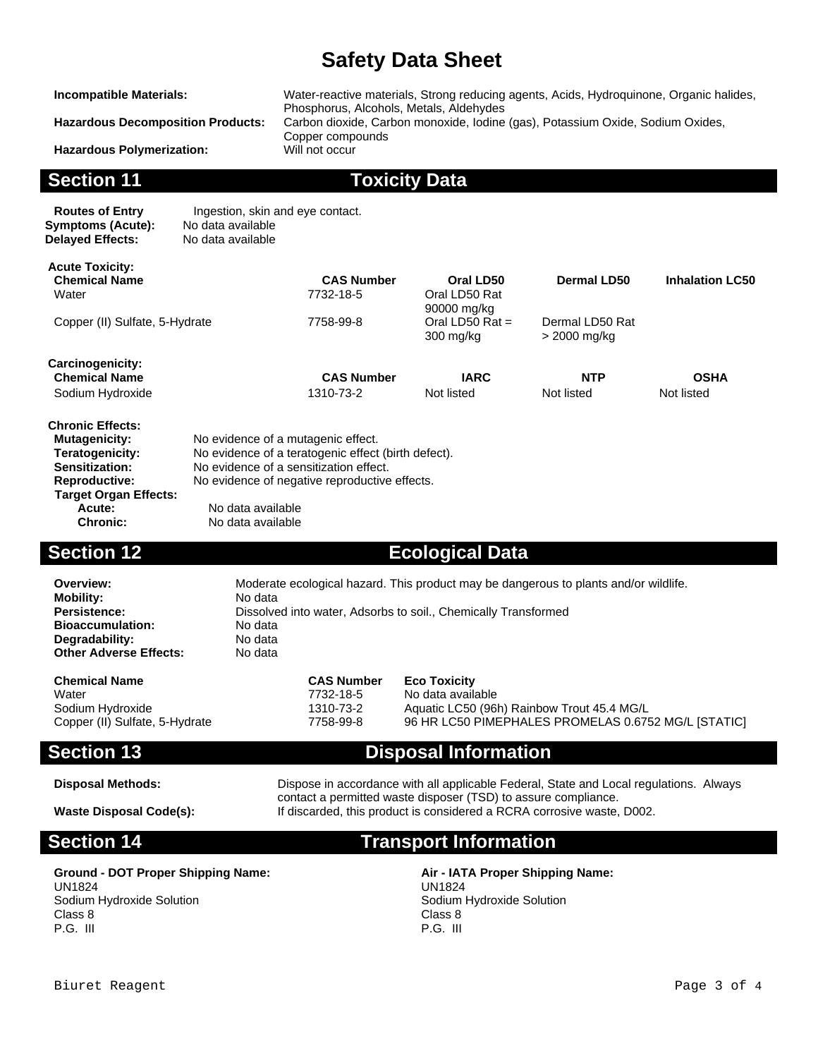# Safety Data Sheet

**Incompatible Materials:** Water-reactive materials, Strong reducing agents, Acids, Hydroquinone, Organic halides, Phosphorus, Alcohols, Metals, Aldehydes

**Hazardous Decomposition Products:** Carbon dioxide, Carbon monoxide, Iodine (gas), Potassium Oxide, Sodium Oxides, Copper compounds

**Hazardous Polymerization:** Will not occur

## Section 11 Toxicity Data

**Routes of Entry** Ingestion, skin and eye contact.
**Symptoms (Acute):** No data available
**Delayed Effects:** No data available

**Acute Toxicity:**

| Chemical Name | CAS Number | Oral LD50 | Dermal LD50 | Inhalation LC50 |
|---|---|---|---|---|
| Water | 7732-18-5 | Oral LD50 Rat 90000 mg/kg | | |
| Copper (II) Sulfate, 5-Hydrate | 7758-99-8 | Oral LD50 Rat = 300 mg/kg | Dermal LD50 Rat > 2000 mg/kg | |

**Carcinogenicity:**

| Chemical Name | CAS Number | IARC | NTP | OSHA |
|---|---|---|---|---|
| Sodium Hydroxide | 1310-73-2 | Not listed | Not listed | Not listed |

**Chronic Effects:**

**Mutagenicity:** No evidence of a mutagenic effect.
**Teratogenicity:** No evidence of a teratogenic effect (birth defect).
**Sensitization:** No evidence of a sensitization effect.
**Reproductive:** No evidence of negative reproductive effects.
**Target Organ Effects:**
**Acute:** No data available
**Chronic:** No data available

## Section 12 Ecological Data

**Overview:** Moderate ecological hazard. This product may be dangerous to plants and/or wildlife.
**Mobility:** No data
**Persistence:** Dissolved into water, Adsorbs to soil., Chemically Transformed
**Bioaccumulation:** No data
**Degradability:** No data
**Other Adverse Effects:** No data

| Chemical Name | CAS Number | Eco Toxicity |
|---|---|---|
| Water | 7732-18-5 | No data available |
| Sodium Hydroxide | 1310-73-2 | Aquatic LC50 (96h) Rainbow Trout 45.4 MG/L |
| Copper (II) Sulfate, 5-Hydrate | 7758-99-8 | 96 HR LC50 PIMEPHALES PROMELAS 0.6752 MG/L [STATIC] |

## Section 13 Disposal Information

**Disposal Methods:** Dispose in accordance with all applicable Federal, State and Local regulations. Always contact a permitted waste disposer (TSD) to assure compliance.

**Waste Disposal Code(s):** If discarded, this product is considered a RCRA corrosive waste, D002.

## Section 14 Transport Information

**Ground - DOT Proper Shipping Name:**
UN1824
Sodium Hydroxide Solution
Class 8
P.G. III

**Air - IATA Proper Shipping Name:**
UN1824
Sodium Hydroxide Solution
Class 8
P.G. III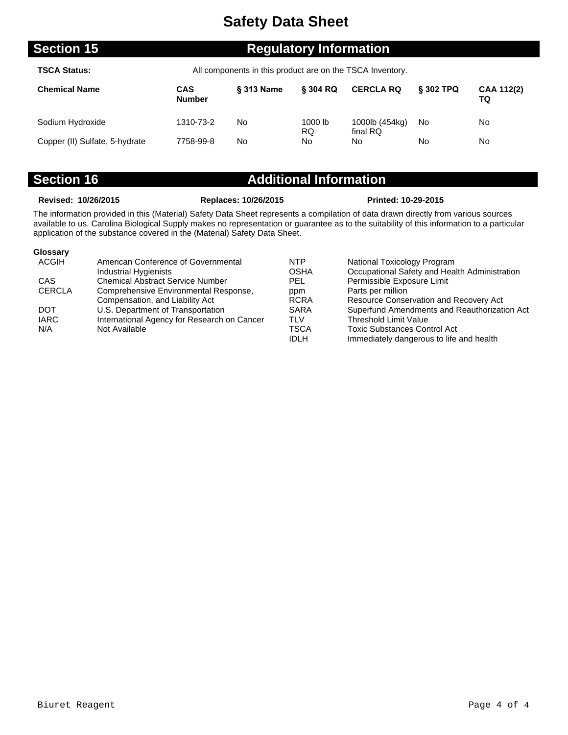# Safety Data Sheet

## Section 15 Regulatory Information

**TSCA Status:** All components in this product are on the TSCA Inventory.

| Chemical Name | CAS Number | § 313 Name | § 304 RQ | CERCLA RQ | § 302 TPQ | CAA 112(2) TQ |
|---|---|---|---|---|---|---|
| Sodium Hydroxide | 1310-73-2 | No | 1000 lb RQ | 1000lb (454kg) final RQ | No | No |
| Copper (II) Sulfate, 5-hydrate | 7758-99-8 | No | No | No | No | No |

## Section 16 Additional Information

**Revised: 10/26/2015** **Replaces: 10/26/2015** **Printed: 10-29-2015**

The information provided in this (Material) Safety Data Sheet represents a compilation of data drawn directly from various sources available to us. Carolina Biological Supply makes no representation or guarantee as to the suitability of this information to a particular application of the substance covered in the (Material) Safety Data Sheet.

**Glossary**

| | |
|---|---|
| ACGIH | American Conference of Governmental Industrial Hygienists |
| CAS | Chemical Abstract Service Number |
| CERCLA | Comprehensive Environmental Response, Compensation, and Liability Act |
| DOT | U.S. Department of Transportation |
| IARC | International Agency for Research on Cancer |
| N/A | Not Available |
| NTP | National Toxicology Program |
| OSHA | Occupational Safety and Health Administration |
| PEL | Permissible Exposure Limit |
| ppm | Parts per million |
| RCRA | Resource Conservation and Recovery Act |
| SARA | Superfund Amendments and Reauthorization Act |
| TLV | Threshold Limit Value |
| TSCA | Toxic Substances Control Act |
| IDLH | Immediately dangerous to life and health |